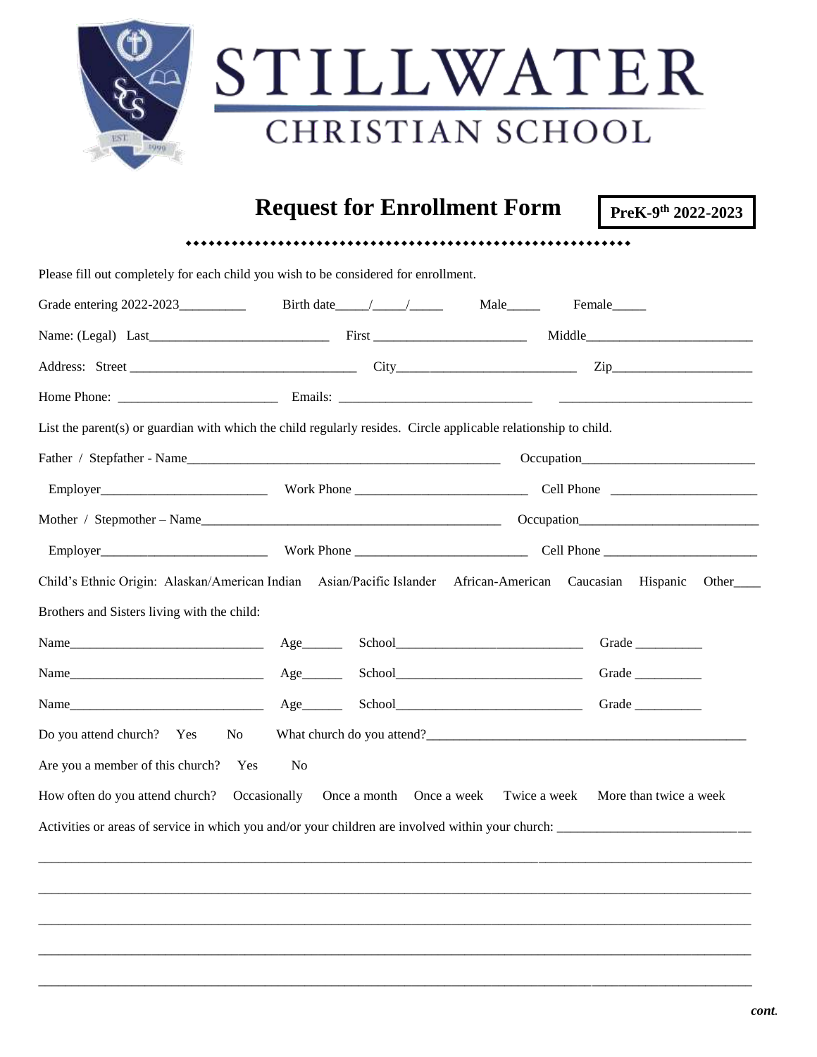# STILLWATER
## CHRISTIAN SCHOOL

## Request for Enrollment Form

**PreK-9th 2022-2023**

Please fill out completely for each child you wish to be considered for enrollment.

Grade entering 2022-2023__________ Birth date_____/_____/_____ Male_____ Female_____

Name: (Legal) Last___________________________ First _______________________ Middle_________________________

Address: Street __________________________________ City__________________________ Zip_____________________

Home Phone: ________________________ Emails: _____________________________ _____________________________

List the parent(s) or guardian with which the child regularly resides. Circle applicable relationship to child.

Father / Stepfather - Name______________________________________________ Occupation__________________________

Employer_________________________ Work Phone __________________________ Cell Phone ______________________

Mother / Stepmother – Name_____________________________________________ Occupation___________________________

Employer_________________________ Work Phone __________________________ Cell Phone _______________________

Child's Ethnic Origin: Alaskan/American Indian Asian/Pacific Islander African-American Caucasian Hispanic Other____

Brothers and Sisters living with the child:

Name_____________________________ Age______ School____________________________ Grade __________

Name_____________________________ Age______ School____________________________ Grade __________

Name_____________________________ Age______ School____________________________ Grade __________

Do you attend church? Yes No What church do you attend?_________________________________________________

Are you a member of this church? Yes No

How often do you attend church? Occasionally Once a month Once a week Twice a week More than twice a week

Activities or areas of service in which you and/or your children are involved within your church: ____________________________

_____________________________________________________________________________________________________

_____________________________________________________________________________________________________

_____________________________________________________________________________________________________

_____________________________________________________________________________________________________

_____________________________________________________________________________________________________

*cont.*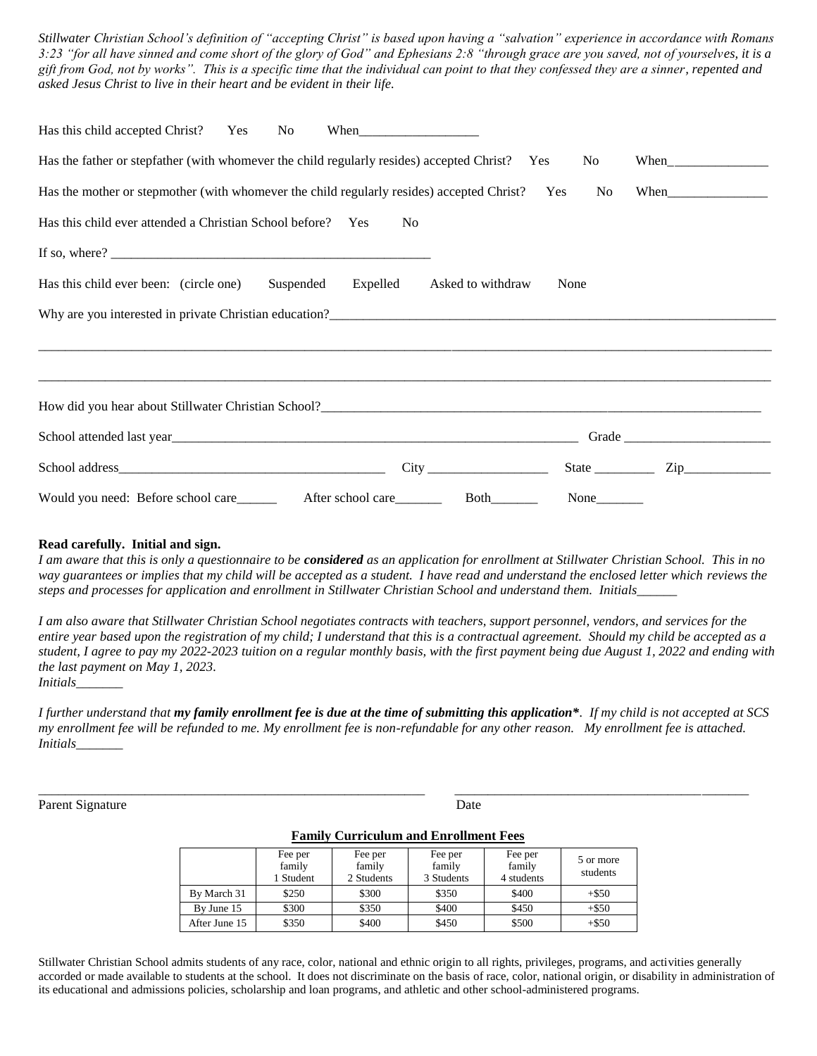*Stillwater Christian School's definition of "accepting Christ" is based upon having a "salvation" experience in accordance with Romans 3:23 "for all have sinned and come short of the glory of God" and Ephesians 2:8 "through grace are you saved, not of yourselves, it is a gift from God, not by works". This is a specific time that the individual can point to that they confessed they are a sinner, repented and asked Jesus Christ to live in their heart and be evident in their life.*

Has this child accepted Christ? Yes No When__________________

Has the father or stepfather (with whomever the child regularly resides) accepted Christ? Yes No When_______________

Has the mother or stepmother (with whomever the child regularly resides) accepted Christ? Yes No When_______________

Has this child ever attended a Christian School before? Yes No

If so, where? _______________________________________________

Has this child ever been: (circle one) Suspended Expelled Asked to withdraw None

Why are you interested in private Christian education?_______________________________________________________________

___________________________________________________________________________________________________________

___________________________________________________________________________________________________________

How did you hear about Stillwater Christian School?___________________________________________________________

School attended last year____________________________________________________________ Grade _____________________

School address________________________________________ City __________________ State _________ Zip_____________

Would you need: Before school care______ After school care_______ Both_______ None_______

**Read carefully. Initial and sign.**

*I am aware that this is only a questionnaire to be* ***considered*** *as an application for enrollment at Stillwater Christian School. This in no way guarantees or implies that my child will be accepted as a student. I have read and understand the enclosed letter which reviews the steps and processes for application and enrollment in Stillwater Christian School and understand them. Initials______*

*I am also aware that Stillwater Christian School negotiates contracts with teachers, support personnel, vendors, and services for the entire year based upon the registration of my child; I understand that this is a contractual agreement. Should my child be accepted as a student, I agree to pay my 2022-2023 tuition on a regular monthly basis, with the first payment being due August 1, 2022 and ending with the last payment on May 1, 2023.*
*Initials_______*

*I further understand that* ***my family enrollment fee is due at the time of submitting this application\*****. If my child is not accepted at SCS my enrollment fee will be refunded to me. My enrollment fee is non-refundable for any other reason. My enrollment fee is attached.*
*Initials_______*

___________________________________________________________ _______________________________________________

Parent Signature Date

**Family Curriculum and Enrollment Fees**

| | Fee per family 1 Student | Fee per family 2 Students | Fee per family 3 Students | Fee per family 4 students | 5 or more students |
|---|---|---|---|---|---|
| By March 31 | $250 | $300 | $350 | $400 | +$50 |
| By June 15 | $300 | $350 | $400 | $450 | +$50 |
| After June 15 | $350 | $400 | $450 | $500 | +$50 |

Stillwater Christian School admits students of any race, color, national and ethnic origin to all rights, privileges, programs, and activities generally accorded or made available to students at the school. It does not discriminate on the basis of race, color, national origin, or disability in administration of its educational and admissions policies, scholarship and loan programs, and athletic and other school-administered programs.